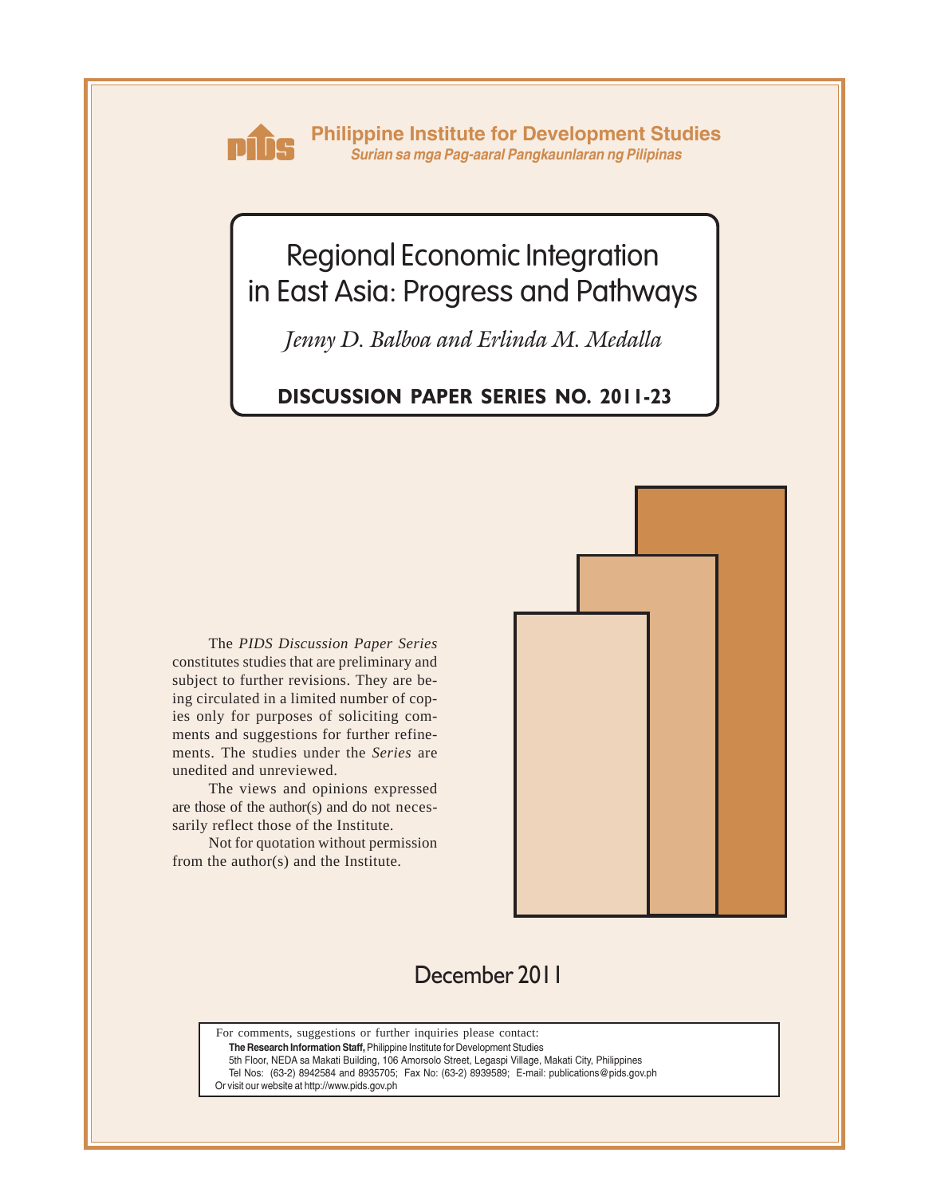**Philippine Institute for Development Studies**
*Surian sa mga Pag-aaral Pangkaunlaran ng Pilipinas*

# Regional Economic Integration in East Asia: Progress and Pathways

*Jenny D. Balboa and Erlinda M. Medalla*

**DISCUSSION PAPER SERIES NO. 2011-23**

The *PIDS Discussion Paper Series* constitutes studies that are preliminary and subject to further revisions. They are being circulated in a limited number of copies only for purposes of soliciting comments and suggestions for further refinements. The studies under the *Series* are unedited and unreviewed.

The views and opinions expressed are those of the author(s) and do not necessarily reflect those of the Institute.

Not for quotation without permission from the author(s) and the Institute.

December 2011

For comments, suggestions or further inquiries please contact:
**The Research Information Staff,** Philippine Institute for Development Studies
5th Floor, NEDA sa Makati Building, 106 Amorsolo Street, Legaspi Village, Makati City, Philippines
Tel Nos: (63-2) 8942584 and 8935705; Fax No: (63-2) 8939589; E-mail: publications@pids.gov.ph
Or visit our website at http://www.pids.gov.ph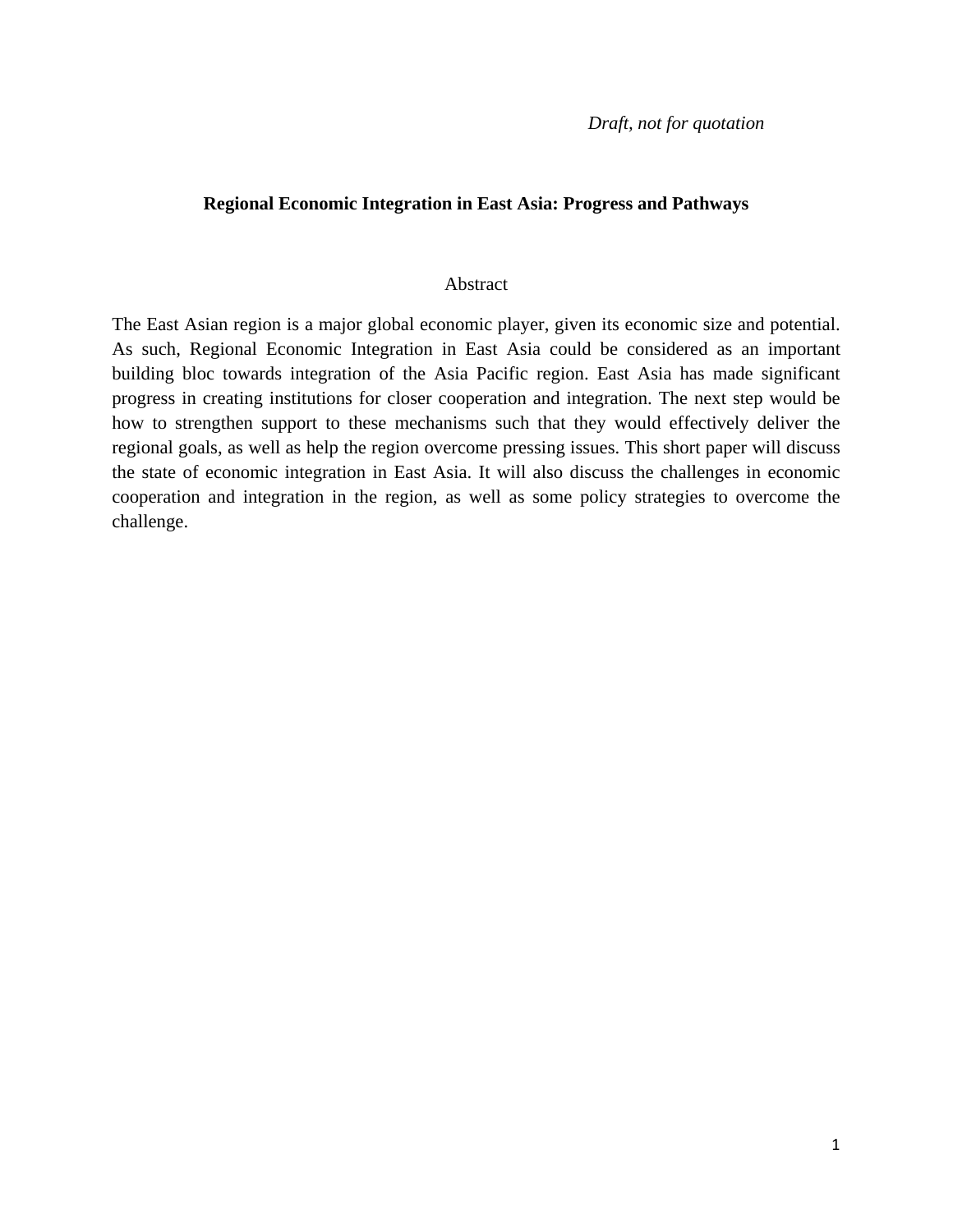*Draft, not for quotation*

# Regional Economic Integration in East Asia: Progress and Pathways

Abstract

The East Asian region is a major global economic player, given its economic size and potential. As such, Regional Economic Integration in East Asia could be considered as an important building bloc towards integration of the Asia Pacific region. East Asia has made significant progress in creating institutions for closer cooperation and integration. The next step would be how to strengthen support to these mechanisms such that they would effectively deliver the regional goals, as well as help the region overcome pressing issues. This short paper will discuss the state of economic integration in East Asia. It will also discuss the challenges in economic cooperation and integration in the region, as well as some policy strategies to overcome the challenge.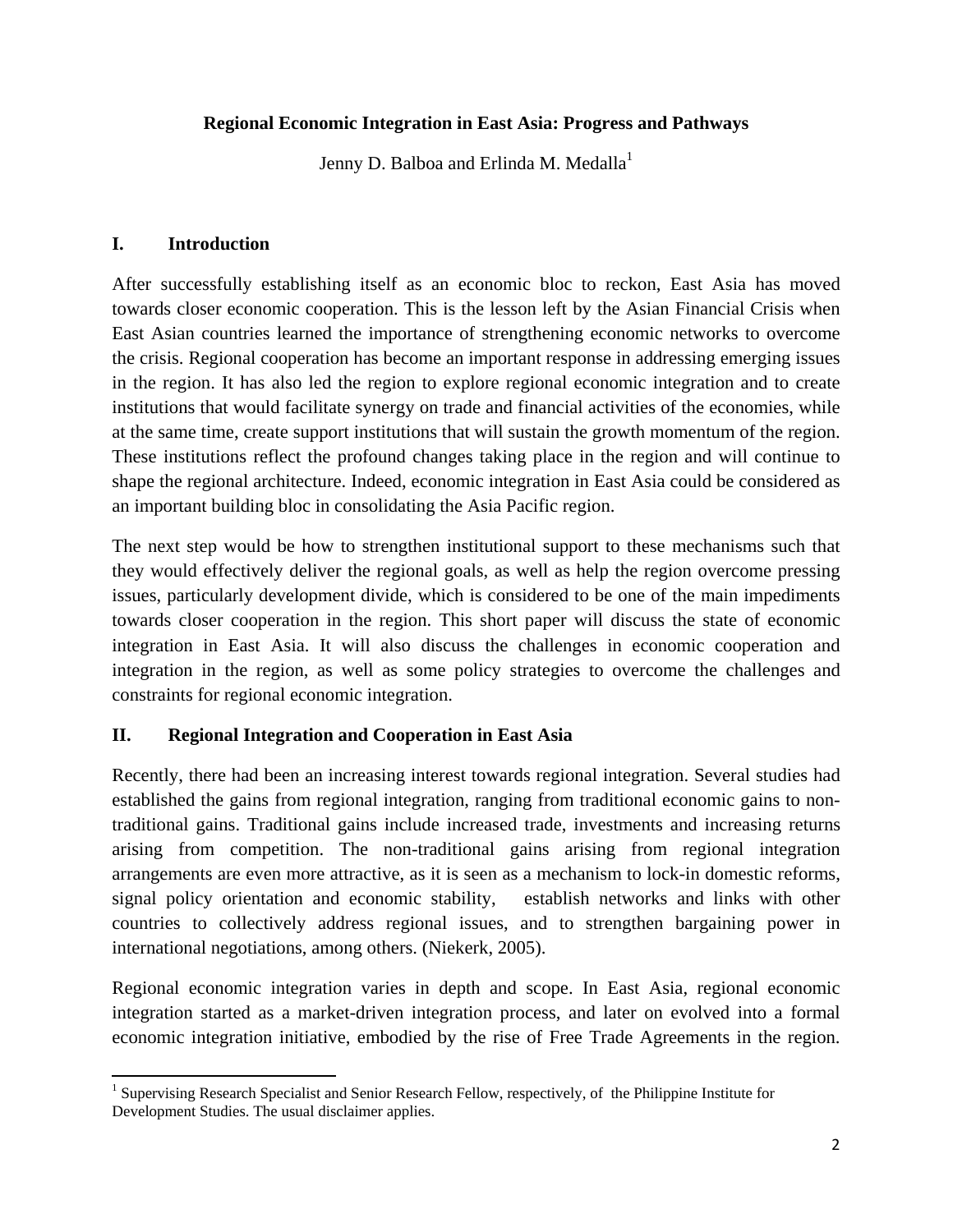**Regional Economic Integration in East Asia: Progress and Pathways**

Jenny D. Balboa and Erlinda M. Medalla[1]

## I. Introduction

After successfully establishing itself as an economic bloc to reckon, East Asia has moved towards closer economic cooperation. This is the lesson left by the Asian Financial Crisis when East Asian countries learned the importance of strengthening economic networks to overcome the crisis. Regional cooperation has become an important response in addressing emerging issues in the region. It has also led the region to explore regional economic integration and to create institutions that would facilitate synergy on trade and financial activities of the economies, while at the same time, create support institutions that will sustain the growth momentum of the region. These institutions reflect the profound changes taking place in the region and will continue to shape the regional architecture. Indeed, economic integration in East Asia could be considered as an important building bloc in consolidating the Asia Pacific region.

The next step would be how to strengthen institutional support to these mechanisms such that they would effectively deliver the regional goals, as well as help the region overcome pressing issues, particularly development divide, which is considered to be one of the main impediments towards closer cooperation in the region. This short paper will discuss the state of economic integration in East Asia. It will also discuss the challenges in economic cooperation and integration in the region, as well as some policy strategies to overcome the challenges and constraints for regional economic integration.

## II. Regional Integration and Cooperation in East Asia

Recently, there had been an increasing interest towards regional integration. Several studies had established the gains from regional integration, ranging from traditional economic gains to non-traditional gains. Traditional gains include increased trade, investments and increasing returns arising from competition. The non-traditional gains arising from regional integration arrangements are even more attractive, as it is seen as a mechanism to lock-in domestic reforms, signal policy orientation and economic stability, establish networks and links with other countries to collectively address regional issues, and to strengthen bargaining power in international negotiations, among others. (Niekerk, 2005).

Regional economic integration varies in depth and scope. In East Asia, regional economic integration started as a market-driven integration process, and later on evolved into a formal economic integration initiative, embodied by the rise of Free Trade Agreements in the region.

[1] Supervising Research Specialist and Senior Research Fellow, respectively, of the Philippine Institute for Development Studies. The usual disclaimer applies.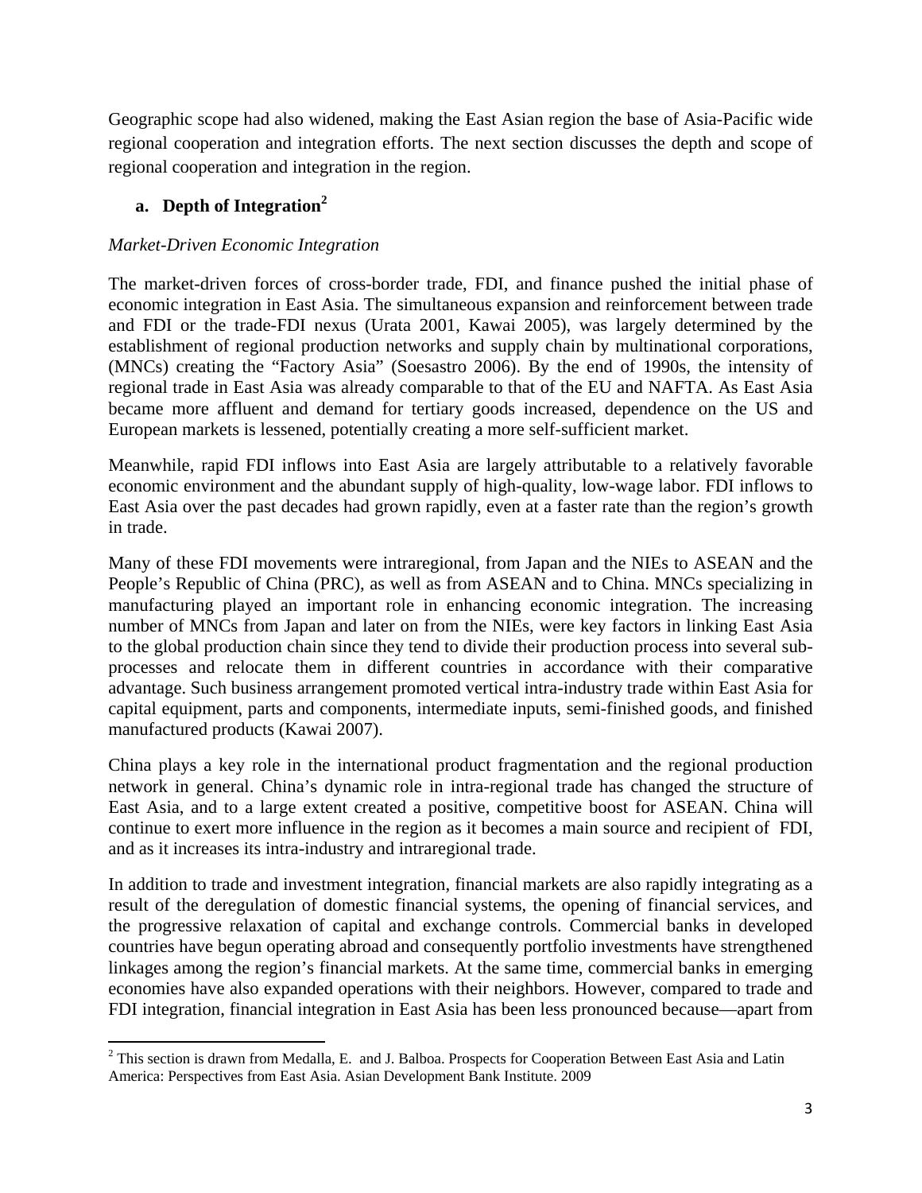Geographic scope had also widened, making the East Asian region the base of Asia-Pacific wide regional cooperation and integration efforts. The next section discusses the depth and scope of regional cooperation and integration in the region.

### a. Depth of Integration[2]

*Market-Driven Economic Integration*

The market-driven forces of cross-border trade, FDI, and finance pushed the initial phase of economic integration in East Asia. The simultaneous expansion and reinforcement between trade and FDI or the trade-FDI nexus (Urata 2001, Kawai 2005), was largely determined by the establishment of regional production networks and supply chain by multinational corporations, (MNCs) creating the "Factory Asia" (Soesastro 2006). By the end of 1990s, the intensity of regional trade in East Asia was already comparable to that of the EU and NAFTA. As East Asia became more affluent and demand for tertiary goods increased, dependence on the US and European markets is lessened, potentially creating a more self-sufficient market.

Meanwhile, rapid FDI inflows into East Asia are largely attributable to a relatively favorable economic environment and the abundant supply of high-quality, low-wage labor. FDI inflows to East Asia over the past decades had grown rapidly, even at a faster rate than the region's growth in trade.

Many of these FDI movements were intraregional, from Japan and the NIEs to ASEAN and the People's Republic of China (PRC), as well as from ASEAN and to China. MNCs specializing in manufacturing played an important role in enhancing economic integration. The increasing number of MNCs from Japan and later on from the NIEs, were key factors in linking East Asia to the global production chain since they tend to divide their production process into several sub-processes and relocate them in different countries in accordance with their comparative advantage. Such business arrangement promoted vertical intra-industry trade within East Asia for capital equipment, parts and components, intermediate inputs, semi-finished goods, and finished manufactured products (Kawai 2007).

China plays a key role in the international product fragmentation and the regional production network in general. China's dynamic role in intra-regional trade has changed the structure of East Asia, and to a large extent created a positive, competitive boost for ASEAN. China will continue to exert more influence in the region as it becomes a main source and recipient of FDI, and as it increases its intra-industry and intraregional trade.

In addition to trade and investment integration, financial markets are also rapidly integrating as a result of the deregulation of domestic financial systems, the opening of financial services, and the progressive relaxation of capital and exchange controls. Commercial banks in developed countries have begun operating abroad and consequently portfolio investments have strengthened linkages among the region's financial markets. At the same time, commercial banks in emerging economies have also expanded operations with their neighbors. However, compared to trade and FDI integration, financial integration in East Asia has been less pronounced because—apart from

---

[2] This section is drawn from Medalla, E. and J. Balboa. Prospects for Cooperation Between East Asia and Latin America: Perspectives from East Asia. Asian Development Bank Institute. 2009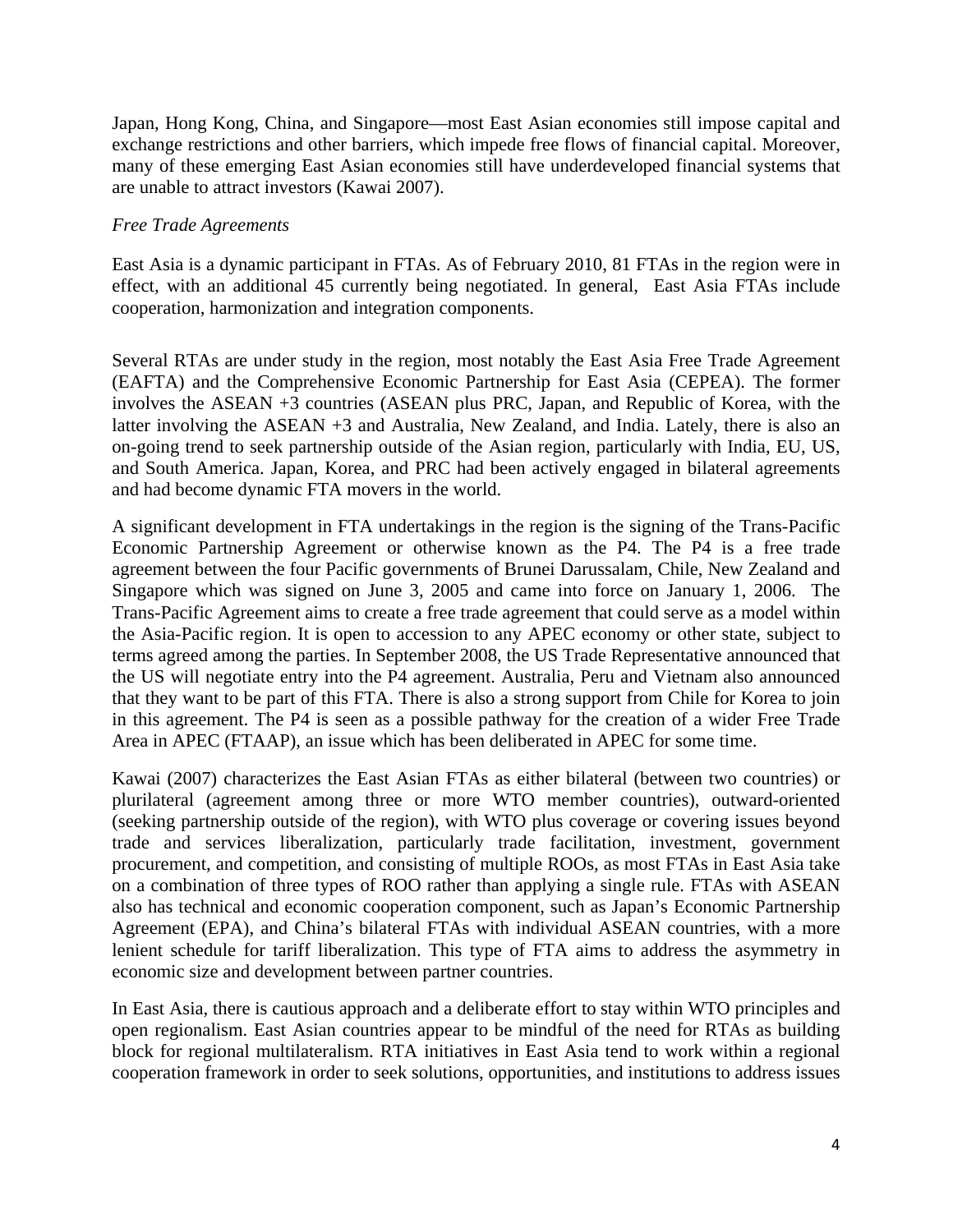Japan, Hong Kong, China, and Singapore—most East Asian economies still impose capital and exchange restrictions and other barriers, which impede free flows of financial capital. Moreover, many of these emerging East Asian economies still have underdeveloped financial systems that are unable to attract investors (Kawai 2007).

*Free Trade Agreements*

East Asia is a dynamic participant in FTAs. As of February 2010, 81 FTAs in the region were in effect, with an additional 45 currently being negotiated. In general, East Asia FTAs include cooperation, harmonization and integration components.

Several RTAs are under study in the region, most notably the East Asia Free Trade Agreement (EAFTA) and the Comprehensive Economic Partnership for East Asia (CEPEA). The former involves the ASEAN +3 countries (ASEAN plus PRC, Japan, and Republic of Korea, with the latter involving the ASEAN +3 and Australia, New Zealand, and India. Lately, there is also an on-going trend to seek partnership outside of the Asian region, particularly with India, EU, US, and South America. Japan, Korea, and PRC had been actively engaged in bilateral agreements and had become dynamic FTA movers in the world.

A significant development in FTA undertakings in the region is the signing of the Trans-Pacific Economic Partnership Agreement or otherwise known as the P4. The P4 is a free trade agreement between the four Pacific governments of Brunei Darussalam, Chile, New Zealand and Singapore which was signed on June 3, 2005 and came into force on January 1, 2006. The Trans-Pacific Agreement aims to create a free trade agreement that could serve as a model within the Asia-Pacific region. It is open to accession to any APEC economy or other state, subject to terms agreed among the parties. In September 2008, the US Trade Representative announced that the US will negotiate entry into the P4 agreement. Australia, Peru and Vietnam also announced that they want to be part of this FTA. There is also a strong support from Chile for Korea to join in this agreement. The P4 is seen as a possible pathway for the creation of a wider Free Trade Area in APEC (FTAAP), an issue which has been deliberated in APEC for some time.

Kawai (2007) characterizes the East Asian FTAs as either bilateral (between two countries) or plurilateral (agreement among three or more WTO member countries), outward-oriented (seeking partnership outside of the region), with WTO plus coverage or covering issues beyond trade and services liberalization, particularly trade facilitation, investment, government procurement, and competition, and consisting of multiple ROOs, as most FTAs in East Asia take on a combination of three types of ROO rather than applying a single rule. FTAs with ASEAN also has technical and economic cooperation component, such as Japan's Economic Partnership Agreement (EPA), and China's bilateral FTAs with individual ASEAN countries, with a more lenient schedule for tariff liberalization. This type of FTA aims to address the asymmetry in economic size and development between partner countries.

In East Asia, there is cautious approach and a deliberate effort to stay within WTO principles and open regionalism. East Asian countries appear to be mindful of the need for RTAs as building block for regional multilateralism. RTA initiatives in East Asia tend to work within a regional cooperation framework in order to seek solutions, opportunities, and institutions to address issues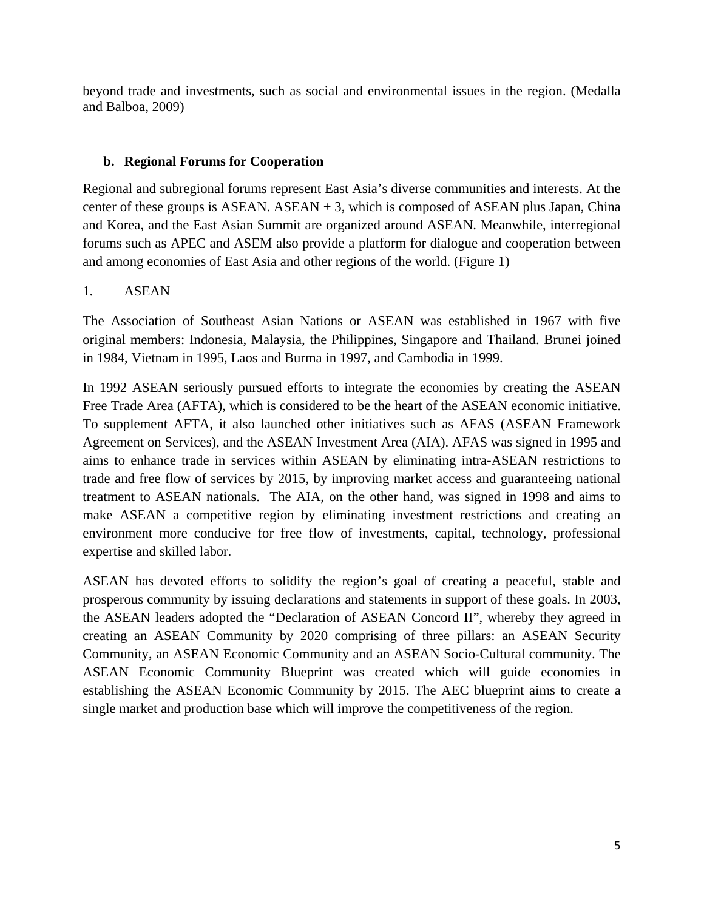beyond trade and investments, such as social and environmental issues in the region. (Medalla and Balboa, 2009)

### b. Regional Forums for Cooperation

Regional and subregional forums represent East Asia's diverse communities and interests. At the center of these groups is ASEAN. ASEAN + 3, which is composed of ASEAN plus Japan, China and Korea, and the East Asian Summit are organized around ASEAN. Meanwhile, interregional forums such as APEC and ASEM also provide a platform for dialogue and cooperation between and among economies of East Asia and other regions of the world. (Figure 1)

1. ASEAN

The Association of Southeast Asian Nations or ASEAN was established in 1967 with five original members: Indonesia, Malaysia, the Philippines, Singapore and Thailand. Brunei joined in 1984, Vietnam in 1995, Laos and Burma in 1997, and Cambodia in 1999.

In 1992 ASEAN seriously pursued efforts to integrate the economies by creating the ASEAN Free Trade Area (AFTA), which is considered to be the heart of the ASEAN economic initiative. To supplement AFTA, it also launched other initiatives such as AFAS (ASEAN Framework Agreement on Services), and the ASEAN Investment Area (AIA). AFAS was signed in 1995 and aims to enhance trade in services within ASEAN by eliminating intra-ASEAN restrictions to trade and free flow of services by 2015, by improving market access and guaranteeing national treatment to ASEAN nationals. The AIA, on the other hand, was signed in 1998 and aims to make ASEAN a competitive region by eliminating investment restrictions and creating an environment more conducive for free flow of investments, capital, technology, professional expertise and skilled labor.

ASEAN has devoted efforts to solidify the region's goal of creating a peaceful, stable and prosperous community by issuing declarations and statements in support of these goals. In 2003, the ASEAN leaders adopted the "Declaration of ASEAN Concord II", whereby they agreed in creating an ASEAN Community by 2020 comprising of three pillars: an ASEAN Security Community, an ASEAN Economic Community and an ASEAN Socio-Cultural community. The ASEAN Economic Community Blueprint was created which will guide economies in establishing the ASEAN Economic Community by 2015. The AEC blueprint aims to create a single market and production base which will improve the competitiveness of the region.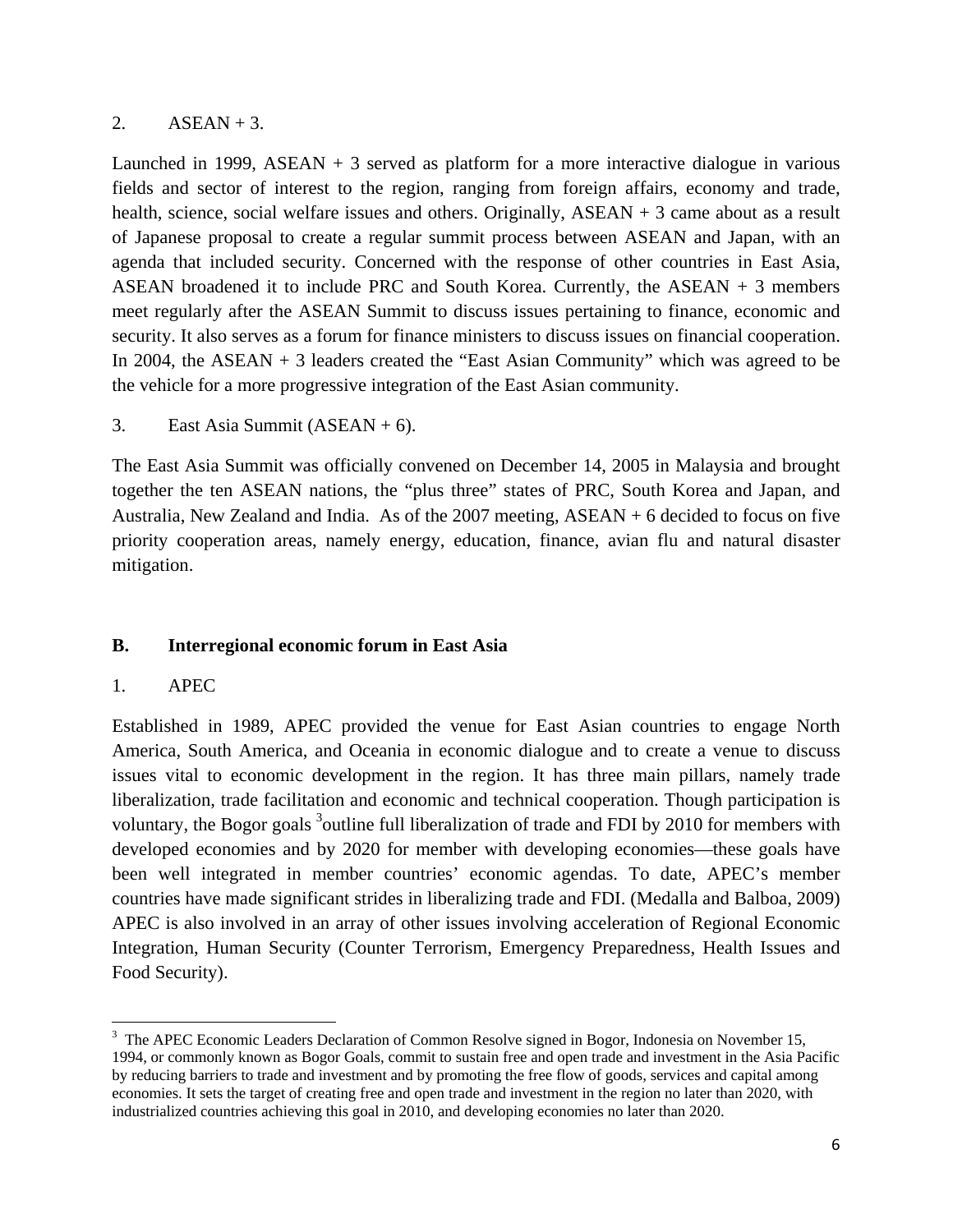2. ASEAN + 3.

Launched in 1999, ASEAN + 3 served as platform for a more interactive dialogue in various fields and sector of interest to the region, ranging from foreign affairs, economy and trade, health, science, social welfare issues and others. Originally, ASEAN + 3 came about as a result of Japanese proposal to create a regular summit process between ASEAN and Japan, with an agenda that included security. Concerned with the response of other countries in East Asia, ASEAN broadened it to include PRC and South Korea. Currently, the ASEAN + 3 members meet regularly after the ASEAN Summit to discuss issues pertaining to finance, economic and security. It also serves as a forum for finance ministers to discuss issues on financial cooperation. In 2004, the ASEAN + 3 leaders created the "East Asian Community" which was agreed to be the vehicle for a more progressive integration of the East Asian community.

3. East Asia Summit (ASEAN + 6).

The East Asia Summit was officially convened on December 14, 2005 in Malaysia and brought together the ten ASEAN nations, the "plus three" states of PRC, South Korea and Japan, and Australia, New Zealand and India. As of the 2007 meeting, ASEAN + 6 decided to focus on five priority cooperation areas, namely energy, education, finance, avian flu and natural disaster mitigation.

## B. Interregional economic forum in East Asia

1. APEC

Established in 1989, APEC provided the venue for East Asian countries to engage North America, South America, and Oceania in economic dialogue and to create a venue to discuss issues vital to economic development in the region. It has three main pillars, namely trade liberalization, trade facilitation and economic and technical cooperation. Though participation is voluntary, the Bogor goals [3]outline full liberalization of trade and FDI by 2010 for members with developed economies and by 2020 for member with developing economies—these goals have been well integrated in member countries' economic agendas. To date, APEC's member countries have made significant strides in liberalizing trade and FDI. (Medalla and Balboa, 2009) APEC is also involved in an array of other issues involving acceleration of Regional Economic Integration, Human Security (Counter Terrorism, Emergency Preparedness, Health Issues and Food Security).

---

[3] The APEC Economic Leaders Declaration of Common Resolve signed in Bogor, Indonesia on November 15, 1994, or commonly known as Bogor Goals, commit to sustain free and open trade and investment in the Asia Pacific by reducing barriers to trade and investment and by promoting the free flow of goods, services and capital among economies. It sets the target of creating free and open trade and investment in the region no later than 2020, with industrialized countries achieving this goal in 2010, and developing economies no later than 2020.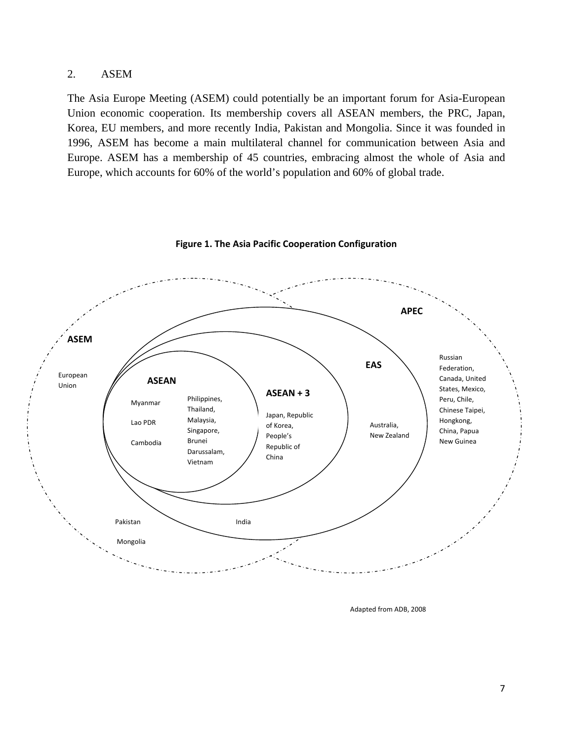## 2. ASEM

The Asia Europe Meeting (ASEM) could potentially be an important forum for Asia-European Union economic cooperation. Its membership covers all ASEAN members, the PRC, Japan, Korea, EU members, and more recently India, Pakistan and Mongolia. Since it was founded in 1996, ASEM has become a main multilateral channel for communication between Asia and Europe. ASEM has a membership of 45 countries, embracing almost the whole of Asia and Europe, which accounts for 60% of the world's population and 60% of global trade.

**Figure 1. The Asia Pacific Cooperation Configuration**

**ASEM**

European Union

**ASEAN**

Myanmar

Lao PDR

Cambodia

Philippines, Thailand, Malaysia, Singapore, Brunei Darussalam, Vietnam

**ASEAN + 3**

Japan, Republic of Korea, People's Republic of China

**EAS**

Australia, New Zealand

**APEC**

Russian Federation, Canada, United States, Mexico, Peru, Chile, Chinese Taipei, Hongkong, China, Papua New Guinea

Pakistan

India

Mongolia

Adapted from ADB, 2008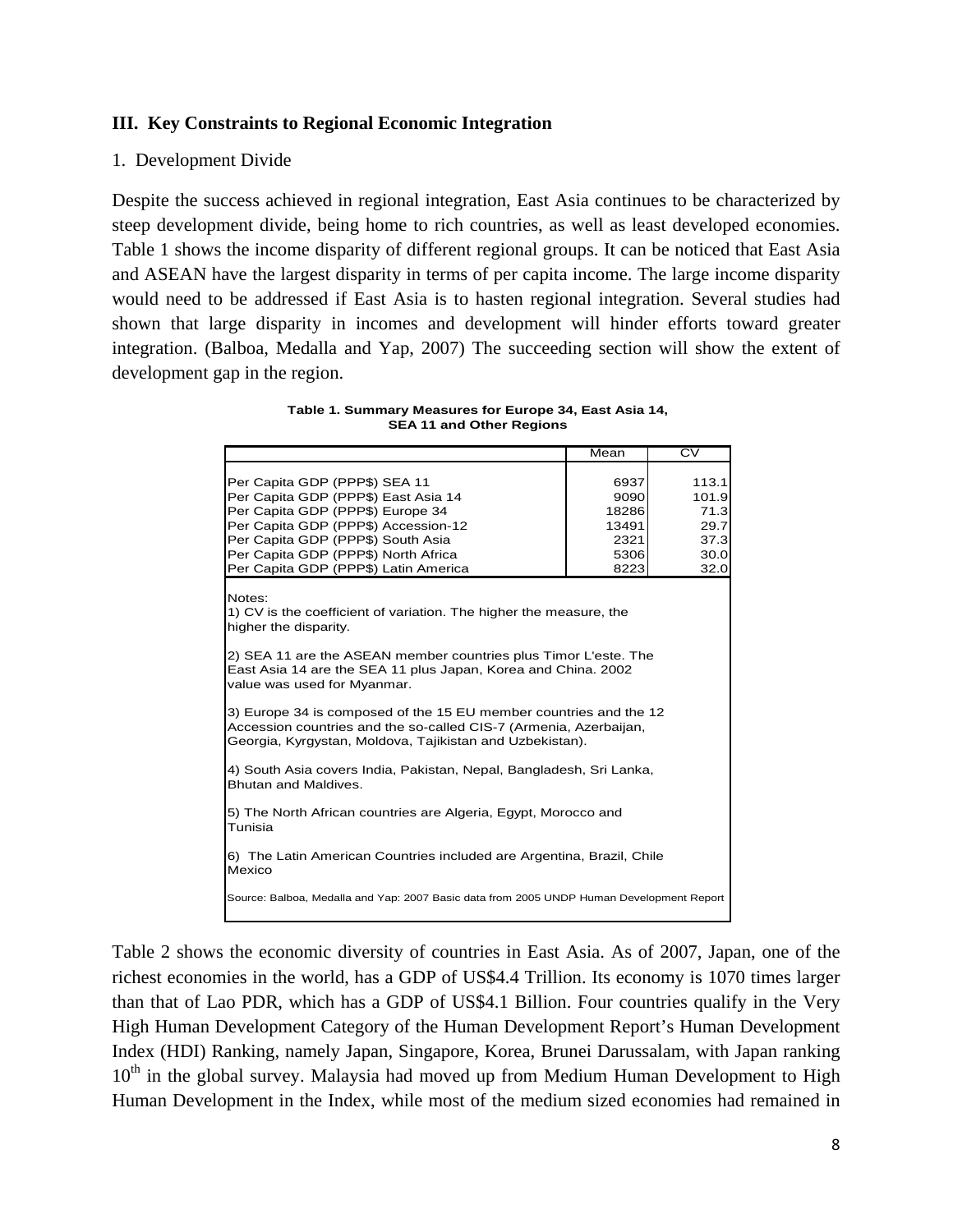## III. Key Constraints to Regional Economic Integration

1. Development Divide

Despite the success achieved in regional integration, East Asia continues to be characterized by steep development divide, being home to rich countries, as well as least developed economies. Table 1 shows the income disparity of different regional groups. It can be noticed that East Asia and ASEAN have the largest disparity in terms of per capita income. The large income disparity would need to be addressed if East Asia is to hasten regional integration. Several studies had shown that large disparity in incomes and development will hinder efforts toward greater integration. (Balboa, Medalla and Yap, 2007) The succeeding section will show the extent of development gap in the region.

**Table 1. Summary Measures for Europe 34, East Asia 14, SEA 11 and Other Regions**

| | Mean | CV |
|---|---|---|
| Per Capita GDP (PPP$) SEA 11 | 6937 | 113.1 |
| Per Capita GDP (PPP$) East Asia 14 | 9090 | 101.9 |
| Per Capita GDP (PPP$) Europe 34 | 18286 | 71.3 |
| Per Capita GDP (PPP$) Accession-12 | 13491 | 29.7 |
| Per Capita GDP (PPP$) South Asia | 2321 | 37.3 |
| Per Capita GDP (PPP$) North Africa | 5306 | 30.0 |
| Per Capita GDP (PPP$) Latin America | 8223 | 32.0 |

Notes:

1) CV is the coefficient of variation. The higher the measure, the higher the disparity.

2) SEA 11 are the ASEAN member countries plus Timor L'este. The East Asia 14 are the SEA 11 plus Japan, Korea and China. 2002 value was used for Myanmar.

3) Europe 34 is composed of the 15 EU member countries and the 12 Accession countries and the so-called CIS-7 (Armenia, Azerbaijan, Georgia, Kyrgystan, Moldova, Tajikistan and Uzbekistan).

4) South Asia covers India, Pakistan, Nepal, Bangladesh, Sri Lanka, Bhutan and Maldives.

5) The North African countries are Algeria, Egypt, Morocco and Tunisia

6) The Latin American Countries included are Argentina, Brazil, Chile Mexico

Source: Balboa, Medalla and Yap: 2007 Basic data from 2005 UNDP Human Development Report

Table 2 shows the economic diversity of countries in East Asia. As of 2007, Japan, one of the richest economies in the world, has a GDP of US$4.4 Trillion. Its economy is 1070 times larger than that of Lao PDR, which has a GDP of US$4.1 Billion. Four countries qualify in the Very High Human Development Category of the Human Development Report's Human Development Index (HDI) Ranking, namely Japan, Singapore, Korea, Brunei Darussalam, with Japan ranking 10th in the global survey. Malaysia had moved up from Medium Human Development to High Human Development in the Index, while most of the medium sized economies had remained in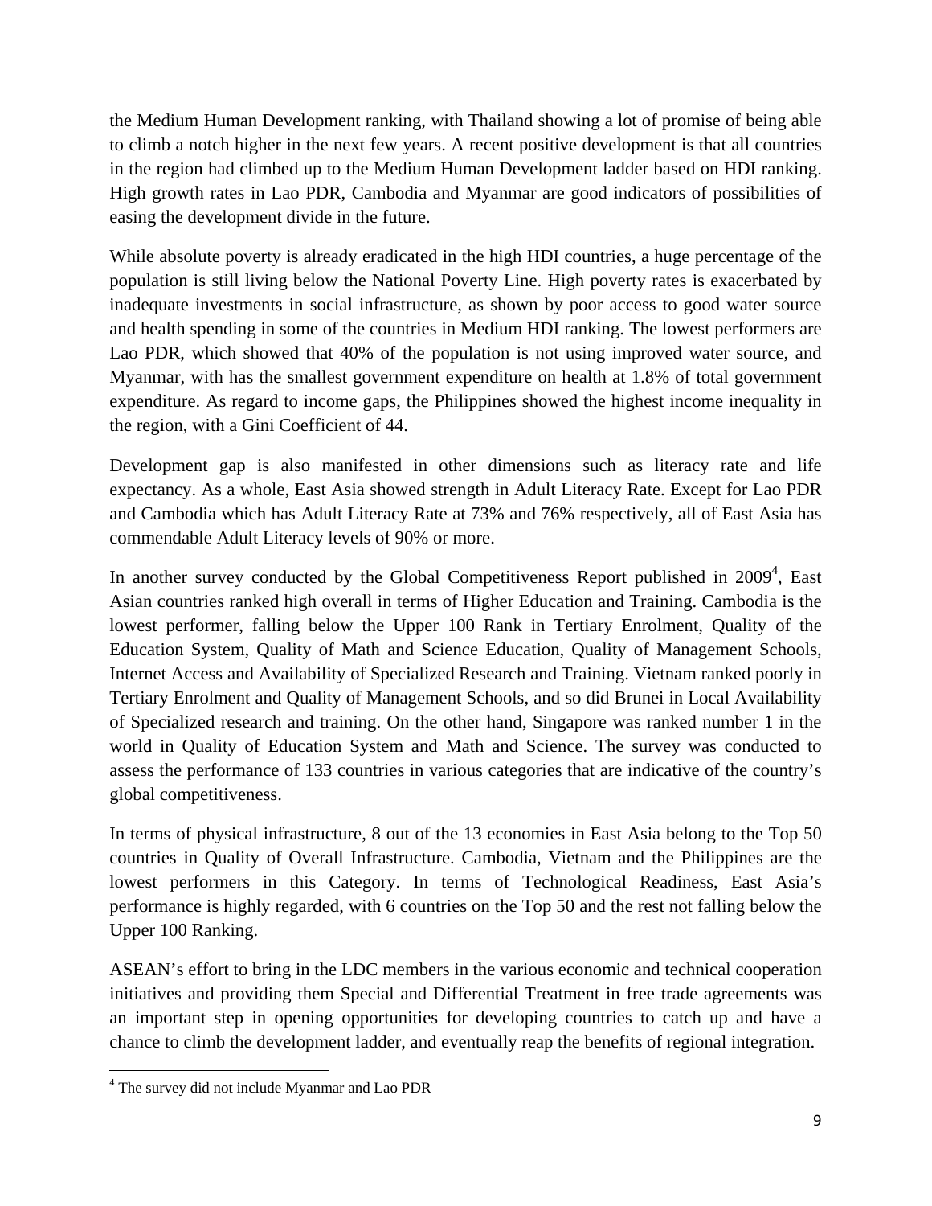the Medium Human Development ranking, with Thailand showing a lot of promise of being able to climb a notch higher in the next few years. A recent positive development is that all countries in the region had climbed up to the Medium Human Development ladder based on HDI ranking. High growth rates in Lao PDR, Cambodia and Myanmar are good indicators of possibilities of easing the development divide in the future.

While absolute poverty is already eradicated in the high HDI countries, a huge percentage of the population is still living below the National Poverty Line. High poverty rates is exacerbated by inadequate investments in social infrastructure, as shown by poor access to good water source and health spending in some of the countries in Medium HDI ranking. The lowest performers are Lao PDR, which showed that 40% of the population is not using improved water source, and Myanmar, with has the smallest government expenditure on health at 1.8% of total government expenditure. As regard to income gaps, the Philippines showed the highest income inequality in the region, with a Gini Coefficient of 44.

Development gap is also manifested in other dimensions such as literacy rate and life expectancy. As a whole, East Asia showed strength in Adult Literacy Rate. Except for Lao PDR and Cambodia which has Adult Literacy Rate at 73% and 76% respectively, all of East Asia has commendable Adult Literacy levels of 90% or more.

In another survey conducted by the Global Competitiveness Report published in 2009[4], East Asian countries ranked high overall in terms of Higher Education and Training. Cambodia is the lowest performer, falling below the Upper 100 Rank in Tertiary Enrolment, Quality of the Education System, Quality of Math and Science Education, Quality of Management Schools, Internet Access and Availability of Specialized Research and Training. Vietnam ranked poorly in Tertiary Enrolment and Quality of Management Schools, and so did Brunei in Local Availability of Specialized research and training. On the other hand, Singapore was ranked number 1 in the world in Quality of Education System and Math and Science. The survey was conducted to assess the performance of 133 countries in various categories that are indicative of the country's global competitiveness.

In terms of physical infrastructure, 8 out of the 13 economies in East Asia belong to the Top 50 countries in Quality of Overall Infrastructure. Cambodia, Vietnam and the Philippines are the lowest performers in this Category. In terms of Technological Readiness, East Asia's performance is highly regarded, with 6 countries on the Top 50 and the rest not falling below the Upper 100 Ranking.

ASEAN's effort to bring in the LDC members in the various economic and technical cooperation initiatives and providing them Special and Differential Treatment in free trade agreements was an important step in opening opportunities for developing countries to catch up and have a chance to climb the development ladder, and eventually reap the benefits of regional integration.

[4] The survey did not include Myanmar and Lao PDR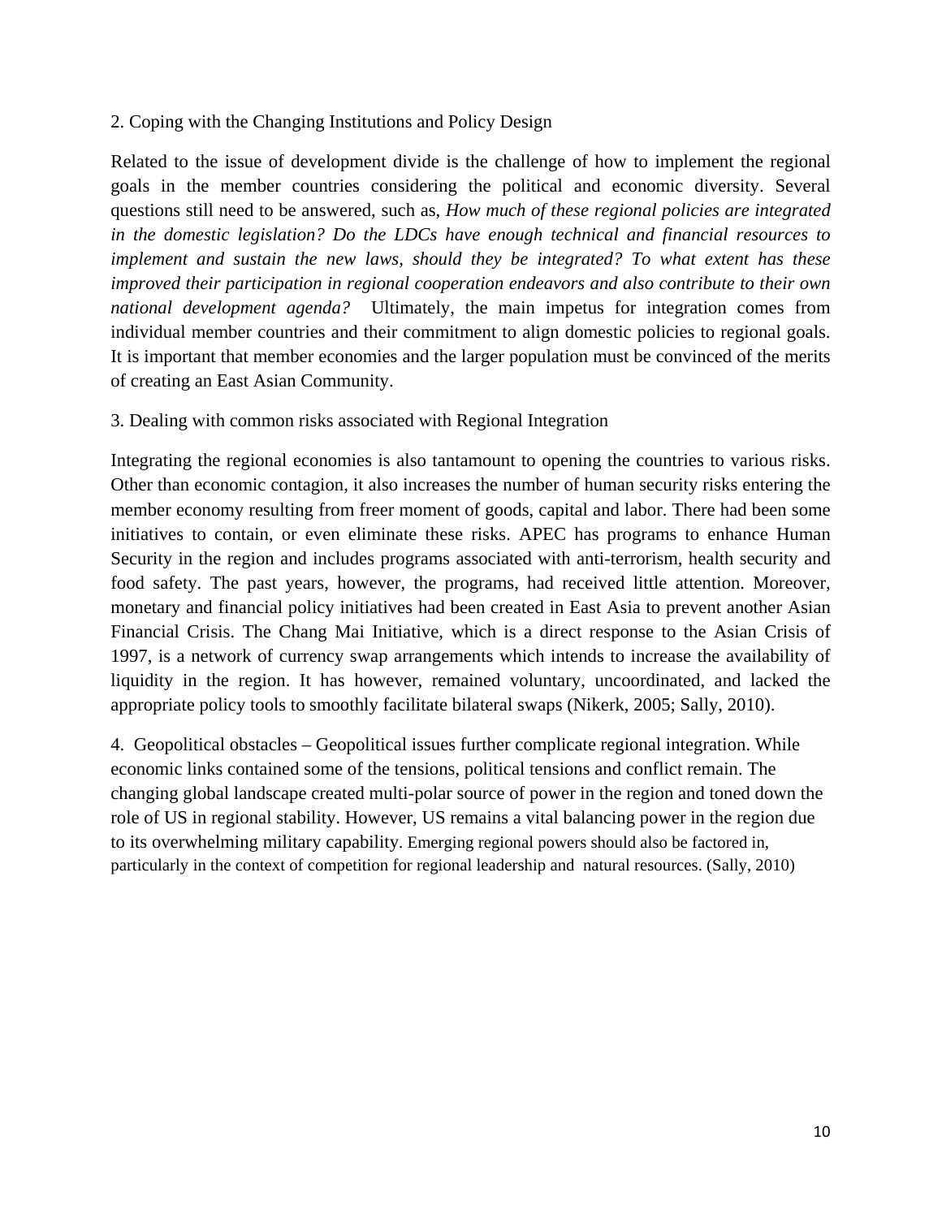2. Coping with the Changing Institutions and Policy Design

Related to the issue of development divide is the challenge of how to implement the regional goals in the member countries considering the political and economic diversity. Several questions still need to be answered, such as, *How much of these regional policies are integrated in the domestic legislation? Do the LDCs have enough technical and financial resources to implement and sustain the new laws, should they be integrated? To what extent has these improved their participation in regional cooperation endeavors and also contribute to their own national development agenda?* Ultimately, the main impetus for integration comes from individual member countries and their commitment to align domestic policies to regional goals. It is important that member economies and the larger population must be convinced of the merits of creating an East Asian Community.

3. Dealing with common risks associated with Regional Integration

Integrating the regional economies is also tantamount to opening the countries to various risks. Other than economic contagion, it also increases the number of human security risks entering the member economy resulting from freer moment of goods, capital and labor. There had been some initiatives to contain, or even eliminate these risks. APEC has programs to enhance Human Security in the region and includes programs associated with anti-terrorism, health security and food safety. The past years, however, the programs, had received little attention. Moreover, monetary and financial policy initiatives had been created in East Asia to prevent another Asian Financial Crisis. The Chang Mai Initiative, which is a direct response to the Asian Crisis of 1997, is a network of currency swap arrangements which intends to increase the availability of liquidity in the region. It has however, remained voluntary, uncoordinated, and lacked the appropriate policy tools to smoothly facilitate bilateral swaps (Nikerk, 2005; Sally, 2010).

4. Geopolitical obstacles – Geopolitical issues further complicate regional integration. While economic links contained some of the tensions, political tensions and conflict remain. The changing global landscape created multi-polar source of power in the region and toned down the role of US in regional stability. However, US remains a vital balancing power in the region due to its overwhelming military capability. Emerging regional powers should also be factored in, particularly in the context of competition for regional leadership and natural resources. (Sally, 2010)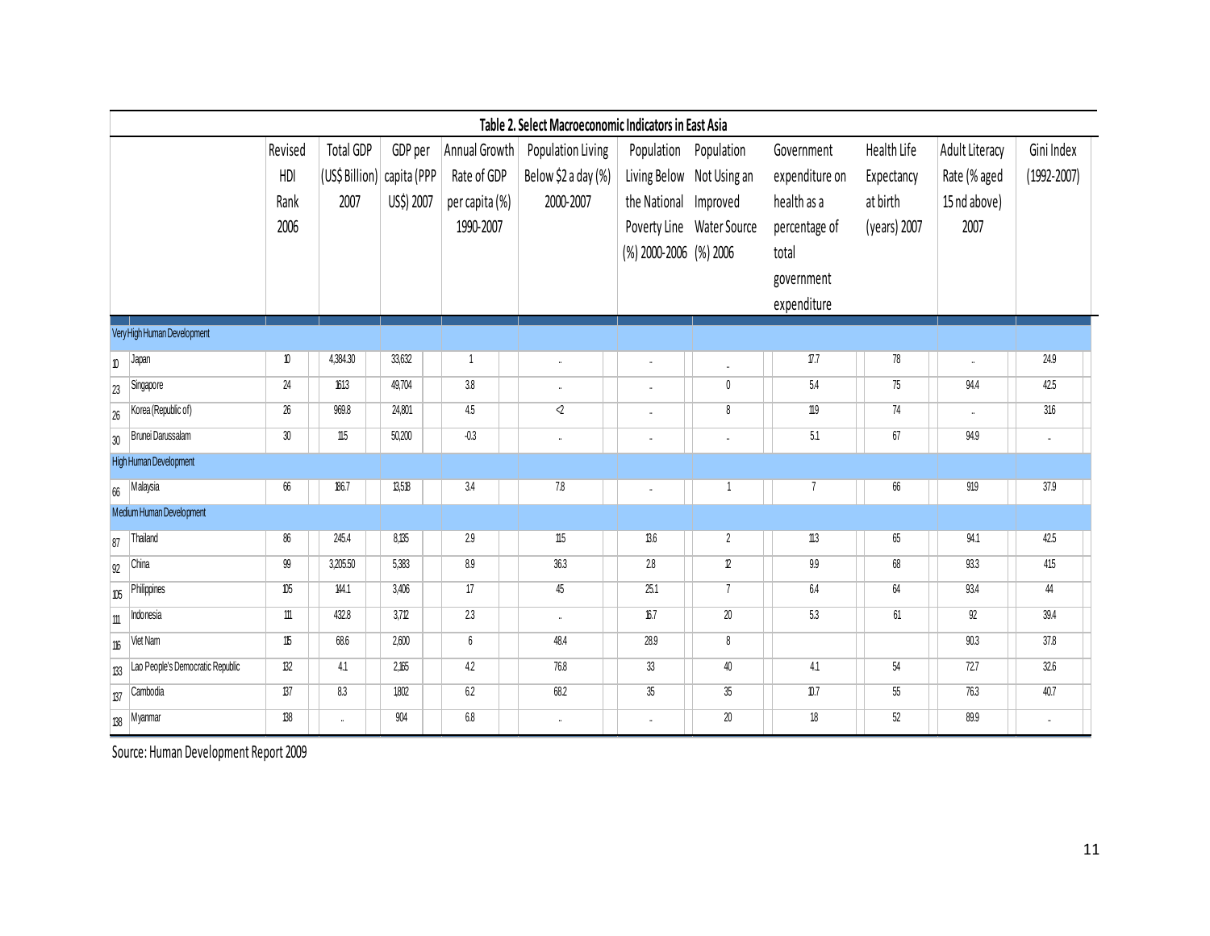**Table 2. Select Macroeconomic Indicators in East Asia**

| | | Revised HDI Rank 2006 | Total GDP (US$ Billion) 2007 | GDP per capita (PPP US$) 2007 | Annual Growth Rate of GDP per capita (%) 1990-2007 | Population Living Below $2 a day (%) 2000-2007 | Population Living Below the National Poverty Line (%) 2000-2006 | Population Not Using an Improved Water Source (%) 2006 | Government expenditure on health as a percentage of total government expenditure | Health Life Expectancy at birth (years) 2007 | Adult Literacy Rate (% aged 15 nd above) 2007 | Gini Index (1992-2007) |
|---|---|---|---|---|---|---|---|---|---|---|---|---|
| | Very High Human Development | | | | | | | | | | | |
| 10 | Japan | 10 | 4,384.30 | 33,632 | 1 | .. | .. | .. | 17.7 | 78 | .. | 24.9 |
| 23 | Singapore | 24 | 161.3 | 49,704 | 3.8 | .. | .. | 0 | 5.4 | 75 | 94.4 | 42.5 |
| 26 | Korea (Republic of) | 26 | 969.8 | 24,801 | 4.5 | <2 | .. | 8 | 11.9 | 74 | .. | 31.6 |
| 30 | Brunei Darussalam | 30 | 11.5 | 50,200 | -0.3 | .. | .. | .. | 5.1 | 67 | 94.9 | .. |
| | High Human Development | | | | | | | | | | | |
| 66 | Malaysia | 66 | 186.7 | 13,518 | 3.4 | 7.8 | .. | 1 | 7 | 66 | 91.9 | 37.9 |
| | Medium Human Development | | | | | | | | | | | |
| 87 | Thailand | 86 | 245.4 | 8,135 | 2.9 | 11.5 | 13.6 | 2 | 11.3 | 65 | 94.1 | 42.5 |
| 92 | China | 99 | 3,205.50 | 5,383 | 8.9 | 36.3 | 2.8 | 12 | 9.9 | 68 | 93.3 | 41.5 |
| 105 | Philippines | 105 | 144.1 | 3,406 | 1.7 | 45 | 25.1 | 7 | 6.4 | 64 | 93.4 | 44 |
| 111 | Indonesia | 111 | 432.8 | 3,712 | 2.3 | .. | 16.7 | 20 | 5.3 | 61 | 92 | 39.4 |
| 116 | Viet Nam | 115 | 68.6 | 2,600 | 6 | 48.4 | 28.9 | 8 | | | 90.3 | 37.8 |
| 133 | Lao People's Democratic Republic | 132 | 4.1 | 2,165 | 4.2 | 76.8 | 33 | 40 | 4.1 | 54 | 72.7 | 32.6 |
| 137 | Cambodia | 137 | 8.3 | 1,802 | 6.2 | 68.2 | 35 | 35 | 10.7 | 55 | 76.3 | 40.7 |
| 138 | Myanmar | 138 | .. | 904 | 6.8 | .. | .. | 20 | 1.8 | 52 | 89.9 | .. |

Source: Human Development Report 2009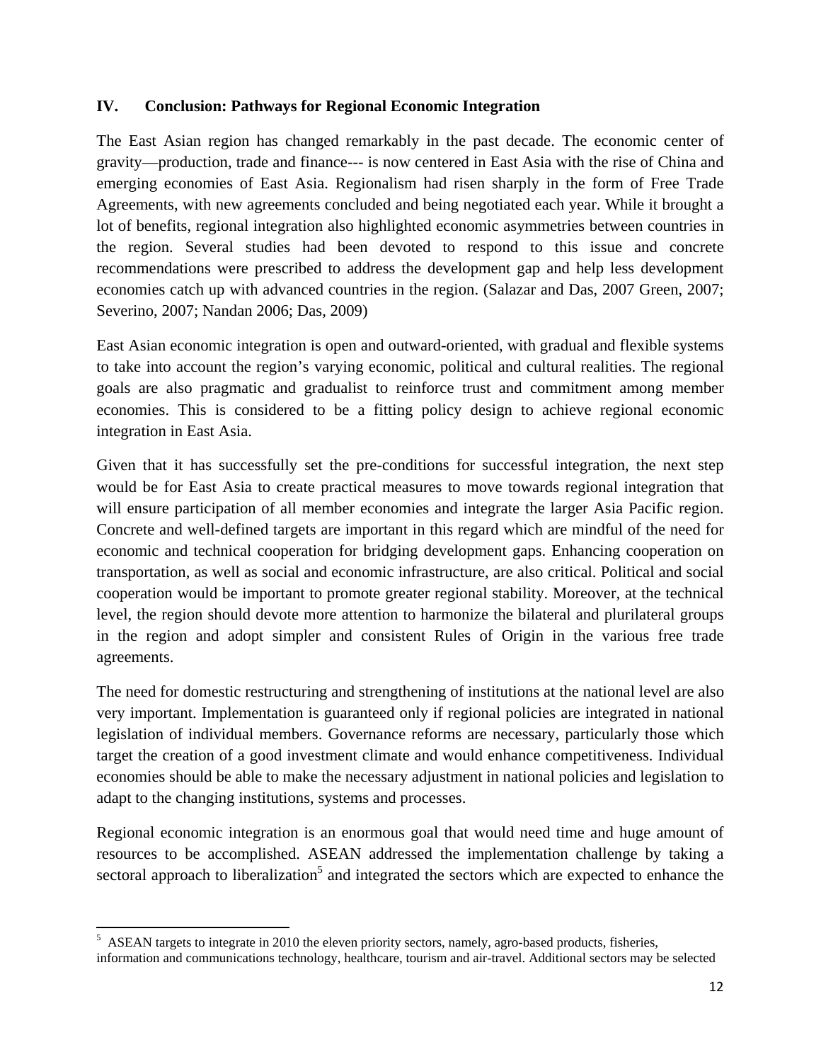## IV. Conclusion: Pathways for Regional Economic Integration

The East Asian region has changed remarkably in the past decade. The economic center of gravity—production, trade and finance--- is now centered in East Asia with the rise of China and emerging economies of East Asia. Regionalism had risen sharply in the form of Free Trade Agreements, with new agreements concluded and being negotiated each year. While it brought a lot of benefits, regional integration also highlighted economic asymmetries between countries in the region. Several studies had been devoted to respond to this issue and concrete recommendations were prescribed to address the development gap and help less development economies catch up with advanced countries in the region. (Salazar and Das, 2007 Green, 2007; Severino, 2007; Nandan 2006; Das, 2009)

East Asian economic integration is open and outward-oriented, with gradual and flexible systems to take into account the region's varying economic, political and cultural realities. The regional goals are also pragmatic and gradualist to reinforce trust and commitment among member economies. This is considered to be a fitting policy design to achieve regional economic integration in East Asia.

Given that it has successfully set the pre-conditions for successful integration, the next step would be for East Asia to create practical measures to move towards regional integration that will ensure participation of all member economies and integrate the larger Asia Pacific region. Concrete and well-defined targets are important in this regard which are mindful of the need for economic and technical cooperation for bridging development gaps. Enhancing cooperation on transportation, as well as social and economic infrastructure, are also critical. Political and social cooperation would be important to promote greater regional stability. Moreover, at the technical level, the region should devote more attention to harmonize the bilateral and plurilateral groups in the region and adopt simpler and consistent Rules of Origin in the various free trade agreements.

The need for domestic restructuring and strengthening of institutions at the national level are also very important. Implementation is guaranteed only if regional policies are integrated in national legislation of individual members. Governance reforms are necessary, particularly those which target the creation of a good investment climate and would enhance competitiveness. Individual economies should be able to make the necessary adjustment in national policies and legislation to adapt to the changing institutions, systems and processes.

Regional economic integration is an enormous goal that would need time and huge amount of resources to be accomplished. ASEAN addressed the implementation challenge by taking a sectoral approach to liberalization[5] and integrated the sectors which are expected to enhance the

---

[5] ASEAN targets to integrate in 2010 the eleven priority sectors, namely, agro-based products, fisheries, information and communications technology, healthcare, tourism and air-travel. Additional sectors may be selected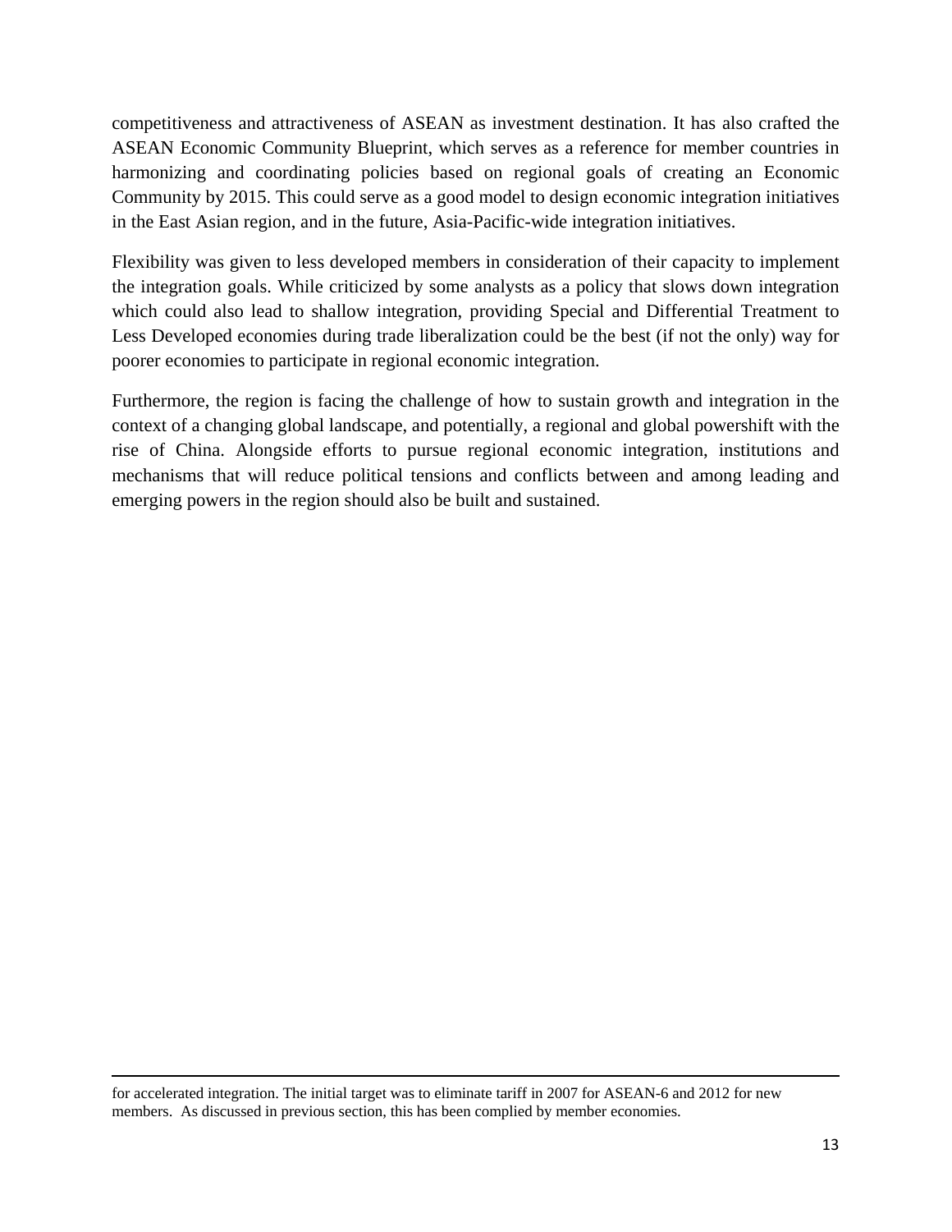competitiveness and attractiveness of ASEAN as investment destination. It has also crafted the ASEAN Economic Community Blueprint, which serves as a reference for member countries in harmonizing and coordinating policies based on regional goals of creating an Economic Community by 2015. This could serve as a good model to design economic integration initiatives in the East Asian region, and in the future, Asia-Pacific-wide integration initiatives.

Flexibility was given to less developed members in consideration of their capacity to implement the integration goals. While criticized by some analysts as a policy that slows down integration which could also lead to shallow integration, providing Special and Differential Treatment to Less Developed economies during trade liberalization could be the best (if not the only) way for poorer economies to participate in regional economic integration.

Furthermore, the region is facing the challenge of how to sustain growth and integration in the context of a changing global landscape, and potentially, a regional and global powershift with the rise of China. Alongside efforts to pursue regional economic integration, institutions and mechanisms that will reduce political tensions and conflicts between and among leading and emerging powers in the region should also be built and sustained.

---

for accelerated integration. The initial target was to eliminate tariff in 2007 for ASEAN-6 and 2012 for new members. As discussed in previous section, this has been complied by member economies.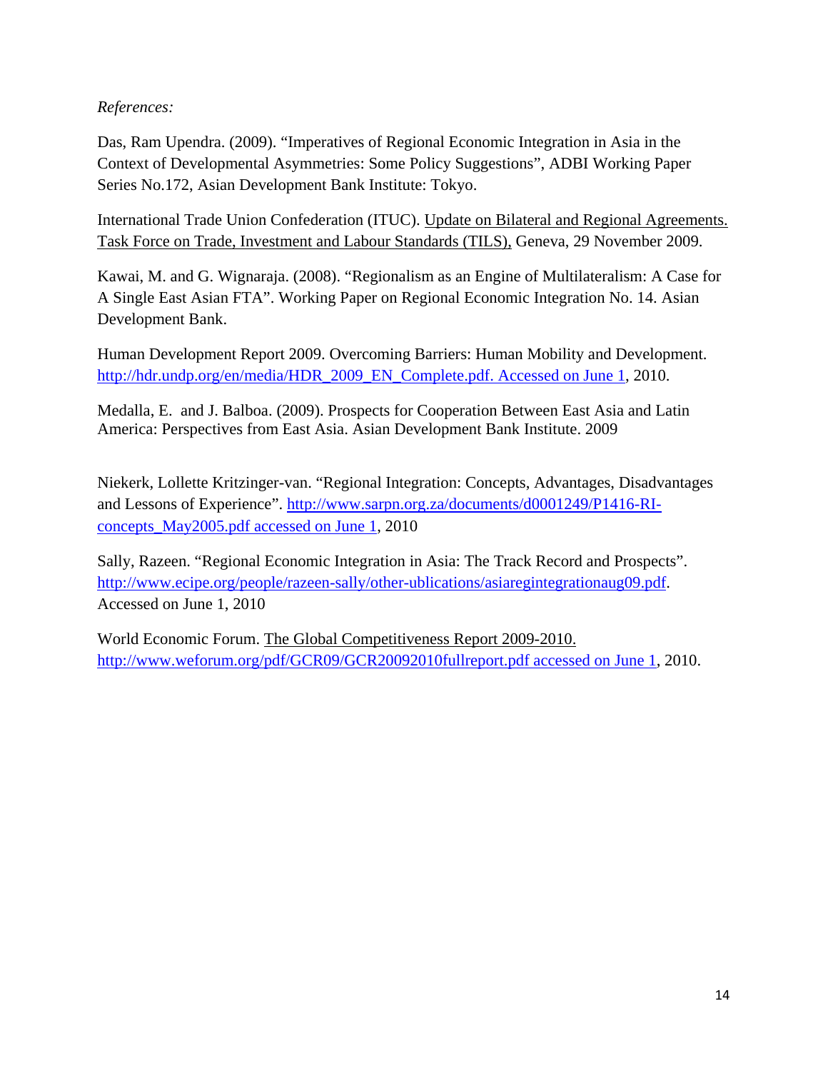*References:*

Das, Ram Upendra. (2009). "Imperatives of Regional Economic Integration in Asia in the Context of Developmental Asymmetries: Some Policy Suggestions", ADBI Working Paper Series No.172, Asian Development Bank Institute: Tokyo.

International Trade Union Confederation (ITUC). Update on Bilateral and Regional Agreements. Task Force on Trade, Investment and Labour Standards (TILS), Geneva, 29 November 2009.

Kawai, M. and G. Wignaraja. (2008). "Regionalism as an Engine of Multilateralism: A Case for A Single East Asian FTA". Working Paper on Regional Economic Integration No. 14. Asian Development Bank.

Human Development Report 2009. Overcoming Barriers: Human Mobility and Development. http://hdr.undp.org/en/media/HDR_2009_EN_Complete.pdf. Accessed on June 1, 2010.

Medalla, E. and J. Balboa. (2009). Prospects for Cooperation Between East Asia and Latin America: Perspectives from East Asia. Asian Development Bank Institute. 2009

Niekerk, Lollette Kritzinger-van. "Regional Integration: Concepts, Advantages, Disadvantages and Lessons of Experience". http://www.sarpn.org.za/documents/d0001249/P1416-RI-concepts_May2005.pdf accessed on June 1, 2010

Sally, Razeen. "Regional Economic Integration in Asia: The Track Record and Prospects". http://www.ecipe.org/people/razeen-sally/other-ublications/asiaregintegrationaug09.pdf. Accessed on June 1, 2010

World Economic Forum. The Global Competitiveness Report 2009-2010. http://www.weforum.org/pdf/GCR09/GCR20092010fullreport.pdf accessed on June 1, 2010.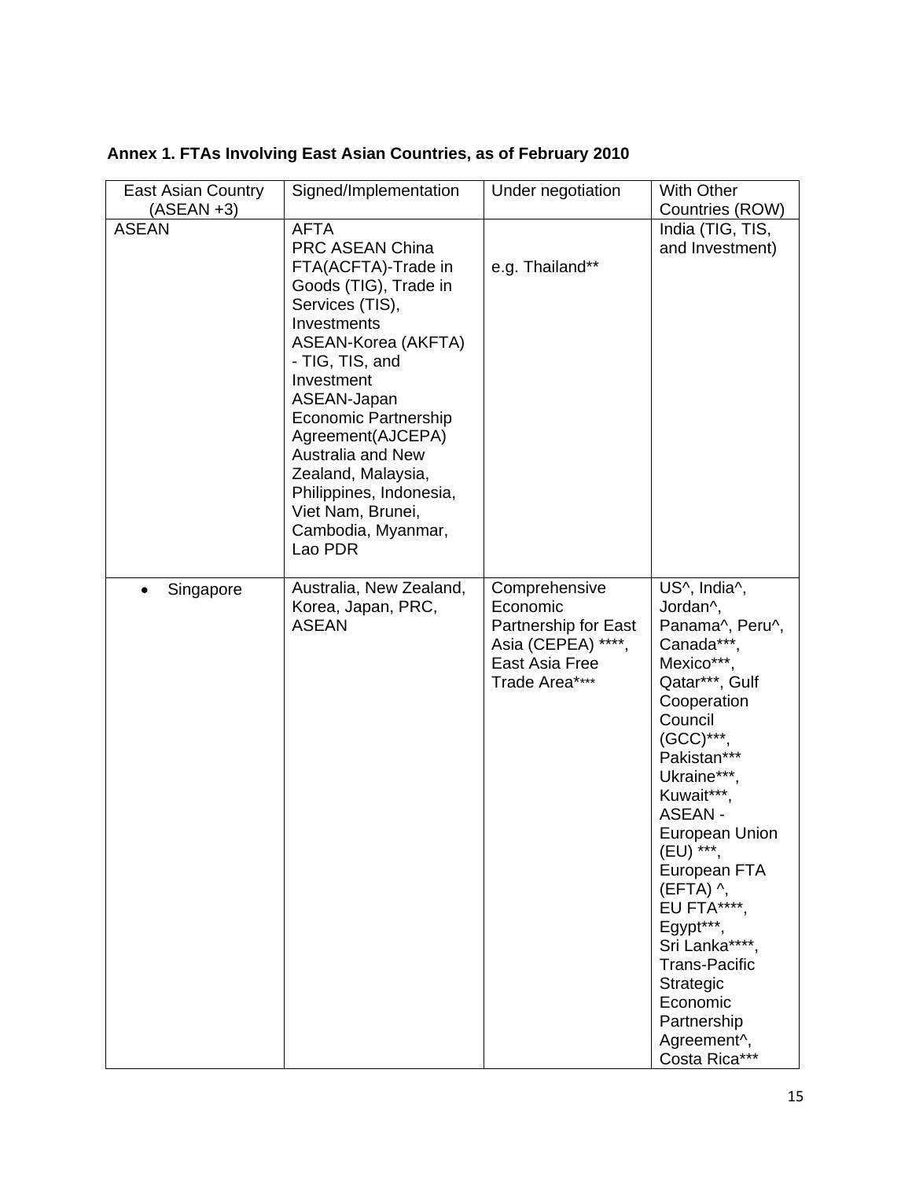**Annex 1. FTAs Involving East Asian Countries, as of February 2010**

| East Asian Country (ASEAN +3) | Signed/Implementation | Under negotiation | With Other Countries (ROW) |
|---|---|---|---|
| ASEAN | AFTA<br>PRC ASEAN China FTA(ACFTA)-Trade in Goods (TIG), Trade in Services (TIS), Investments<br>ASEAN-Korea (AKFTA) - TIG, TIS, and Investment<br>ASEAN-Japan Economic Partnership Agreement(AJCEPA)<br>Australia and New Zealand, Malaysia, Philippines, Indonesia, Viet Nam, Brunei, Cambodia, Myanmar, Lao PDR | e.g. Thailand** | India (TIG, TIS, and Investment) |
| • Singapore | Australia, New Zealand, Korea, Japan, PRC, ASEAN | Comprehensive Economic Partnership for East Asia (CEPEA) ****, East Asia Free Trade Area**** | US^, India^, Jordan^, Panama^, Peru^, Canada***, Mexico***, Qatar***, Gulf Cooperation Council (GCC)***, Pakistan*** Ukraine***, Kuwait***, ASEAN - European Union (EU) ***, European FTA (EFTA) ^, EU FTA****, Egypt***, Sri Lanka****, Trans-Pacific Strategic Economic Partnership Agreement^, Costa Rica*** |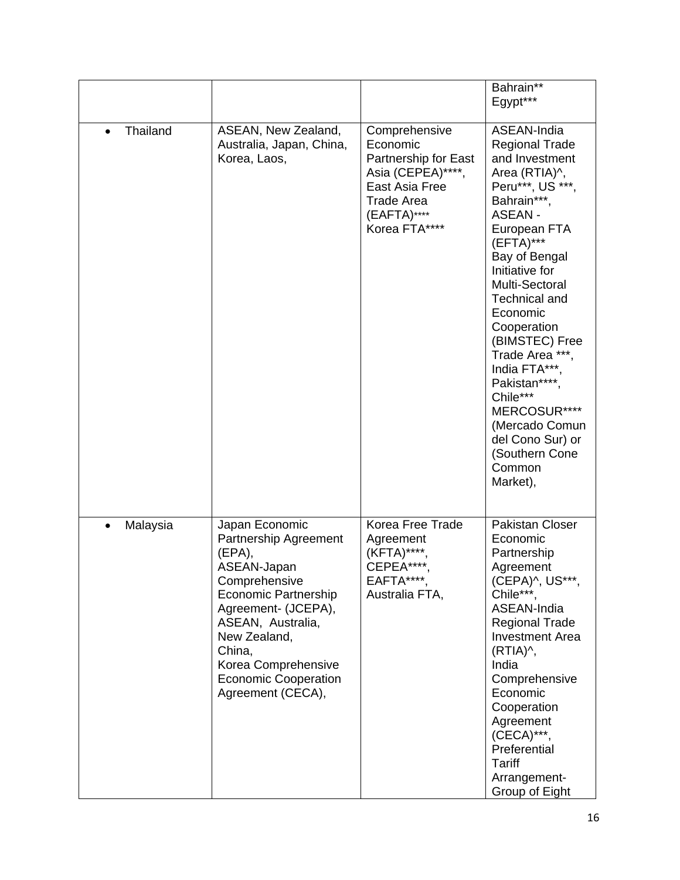| | | | |
|---|---|---|---|
| | | | Bahrain** Egypt*** |
| • Thailand | ASEAN, New Zealand, Australia, Japan, China, Korea, Laos, | Comprehensive Economic Partnership for East Asia (CEPEA)****, East Asia Free Trade Area (EAFTA)**** Korea FTA**** | ASEAN-India Regional Trade and Investment Area (RTIA)^, Peru***, US ***, Bahrain***, ASEAN - European FTA (EFTA)*** Bay of Bengal Initiative for Multi-Sectoral Technical and Economic Cooperation (BIMSTEC) Free Trade Area ***, India FTA***, Pakistan****, Chile*** MERCOSUR**** (Mercado Comun del Cono Sur) or (Southern Cone Common Market), |
| • Malaysia | Japan Economic Partnership Agreement (EPA), ASEAN-Japan Comprehensive Economic Partnership Agreement- (JCEPA), ASEAN, Australia, New Zealand, China, Korea Comprehensive Economic Cooperation Agreement (CECA), | Korea Free Trade Agreement (KFTA)****, CEPEA****, EAFTA****, Australia FTA, | Pakistan Closer Economic Partnership Agreement (CEPA)^, US***, Chile***, ASEAN-India Regional Trade Investment Area (RTIA)^, India Comprehensive Economic Cooperation Agreement (CECA)***, Preferential Tariff Arrangement- Group of Eight |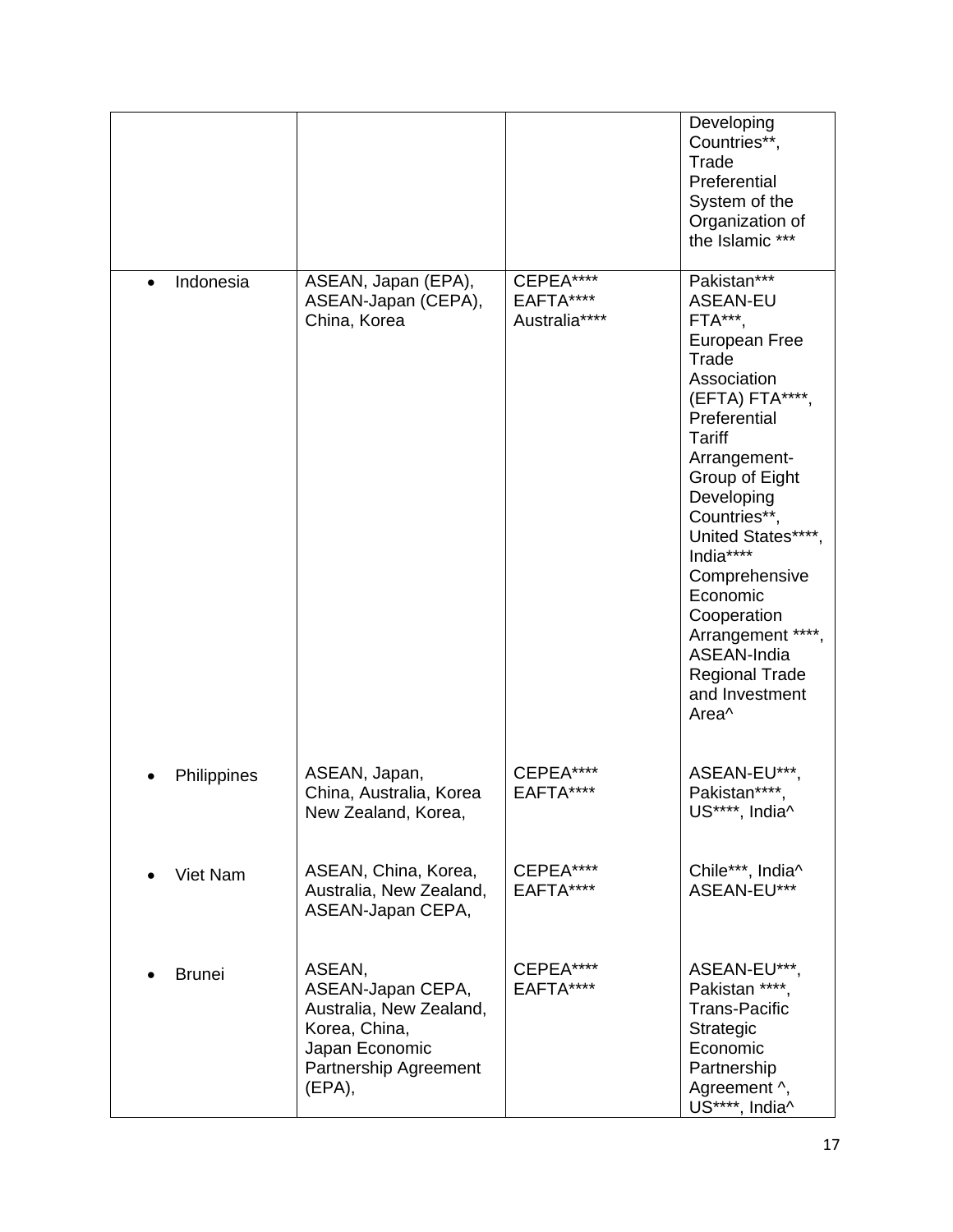| | | | |
|---|---|---|---|
| | | | Developing Countries**, Trade Preferential System of the Organization of the Islamic *** |
| • Indonesia | ASEAN, Japan (EPA), ASEAN-Japan (CEPA), China, Korea | CEPEA**** EAFTA**** Australia**** | Pakistan*** ASEAN-EU FTA***, European Free Trade Association (EFTA) FTA****, Preferential Tariff Arrangement-Group of Eight Developing Countries**, United States****, India**** Comprehensive Economic Cooperation Arrangement ****, ASEAN-India Regional Trade and Investment Area^ |
| • Philippines | ASEAN, Japan, China, Australia, Korea New Zealand, Korea, | CEPEA**** EAFTA**** | ASEAN-EU***, Pakistan****, US****, India^ |
| • Viet Nam | ASEAN, China, Korea, Australia, New Zealand, ASEAN-Japan CEPA, | CEPEA**** EAFTA**** | Chile***, India^ ASEAN-EU*** |
| • Brunei | ASEAN, ASEAN-Japan CEPA, Australia, New Zealand, Korea, China, Japan Economic Partnership Agreement (EPA), | CEPEA**** EAFTA**** | ASEAN-EU***, Pakistan ****, Trans-Pacific Strategic Economic Partnership Agreement ^, US****, India^ |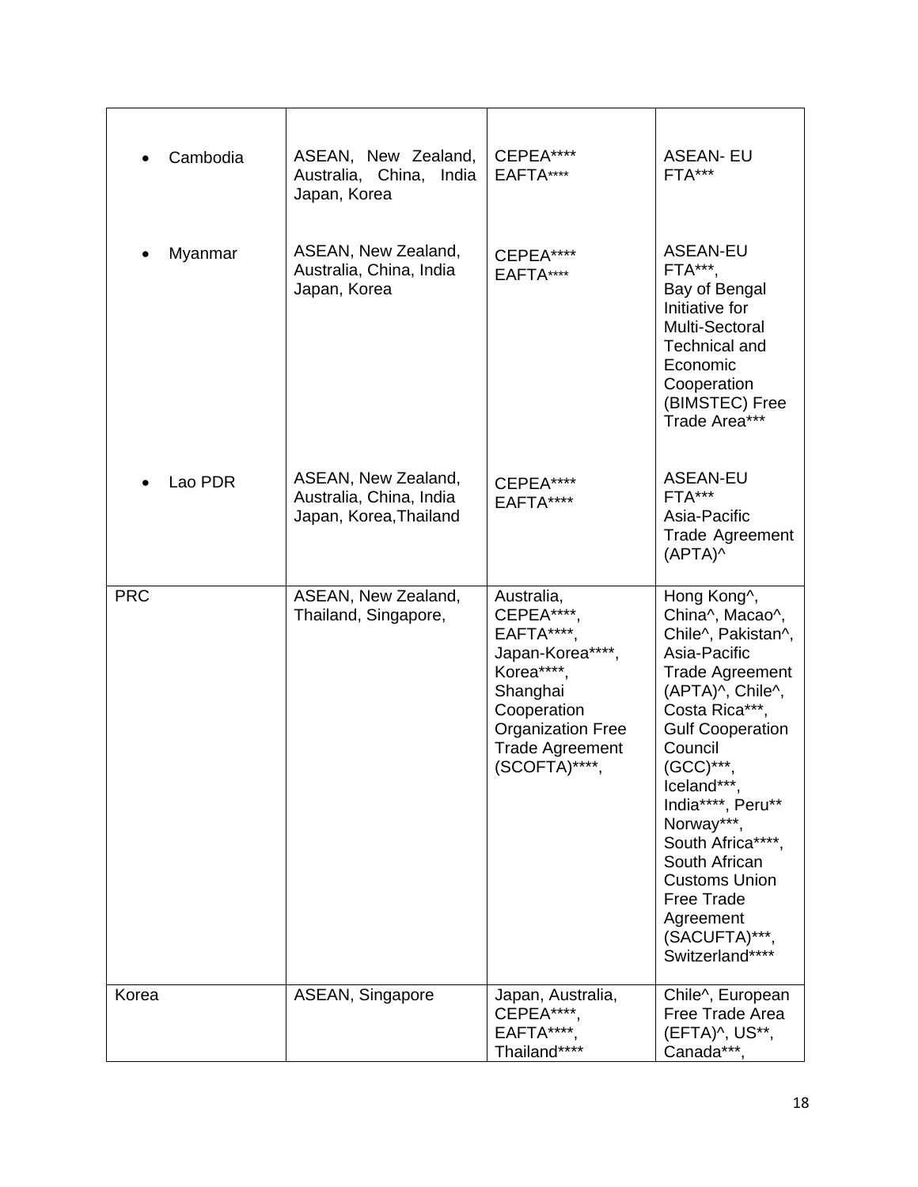| | | | |
|---|---|---|---|
| • Cambodia | ASEAN, New Zealand, Australia, China, India Japan, Korea | CEPEA****<br>EAFTA**** | ASEAN- EU FTA*** |
| • Myanmar | ASEAN, New Zealand, Australia, China, India Japan, Korea | CEPEA****<br>EAFTA**** | ASEAN-EU FTA***, Bay of Bengal Initiative for Multi-Sectoral Technical and Economic Cooperation (BIMSTEC) Free Trade Area*** |
| • Lao PDR | ASEAN, New Zealand, Australia, China, India Japan, Korea,Thailand | CEPEA****<br>EAFTA**** | ASEAN-EU FTA***<br>Asia-Pacific Trade Agreement (APTA)^ |
| PRC | ASEAN, New Zealand, Thailand, Singapore, | Australia, CEPEA****, EAFTA****, Japan-Korea****, Korea****, Shanghai Cooperation Organization Free Trade Agreement (SCOFTA)****, | Hong Kong^, China^, Macao^, Chile^, Pakistan^, Asia-Pacific Trade Agreement (APTA)^, Chile^, Costa Rica***, Gulf Cooperation Council (GCC)***, Iceland***, India****, Peru** Norway***, South Africa****, South African Customs Union Free Trade Agreement (SACUFTA)***, Switzerland**** |
| Korea | ASEAN, Singapore | Japan, Australia, CEPEA****, EAFTA****, Thailand**** | Chile^, European Free Trade Area (EFTA)^, US**, Canada***, |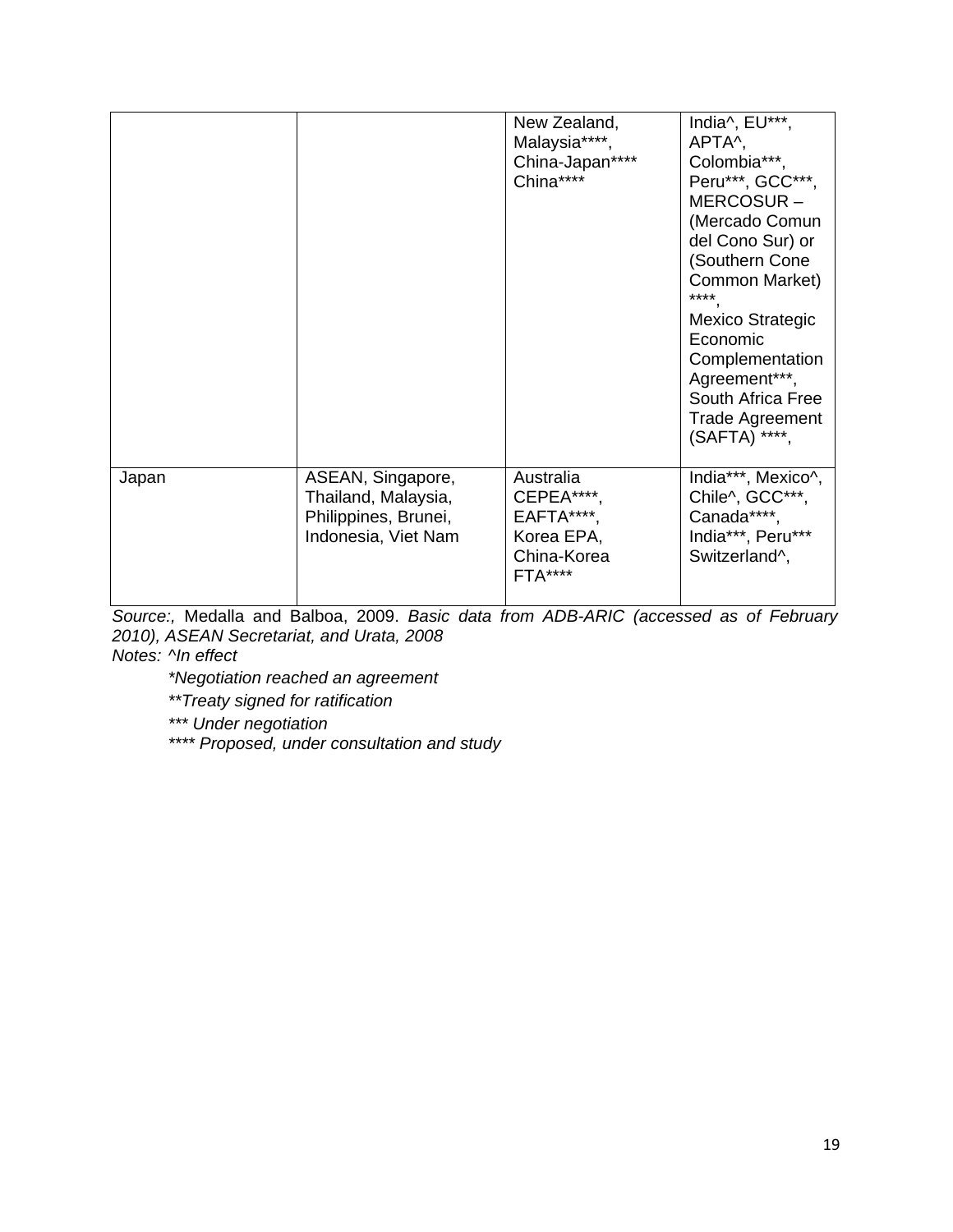| | | | |
|---|---|---|---|
| | | New Zealand, Malaysia****, China-Japan**** China**** | India^, EU***, APTA^, Colombia***, Peru***, GCC***, MERCOSUR – (Mercado Comun del Cono Sur) or (Southern Cone Common Market) ****, Mexico Strategic Economic Complementation Agreement***, South Africa Free Trade Agreement (SAFTA) ****, |
| Japan | ASEAN, Singapore, Thailand, Malaysia, Philippines, Brunei, Indonesia, Viet Nam | Australia CEPEA****, EAFTA****, Korea EPA, China-Korea FTA**** | India***, Mexico^, Chile^, GCC***, Canada****, India***, Peru*** Switzerland^, |

*Source:,* Medalla and Balboa, 2009. *Basic data from ADB-ARIC (accessed as of February 2010), ASEAN Secretariat, and Urata, 2008*

*Notes: ^In effect*

*\*Negotiation reached an agreement*

*\*\*Treaty signed for ratification*

*\*\*\* Under negotiation*

*\*\*\*\* Proposed, under consultation and study*